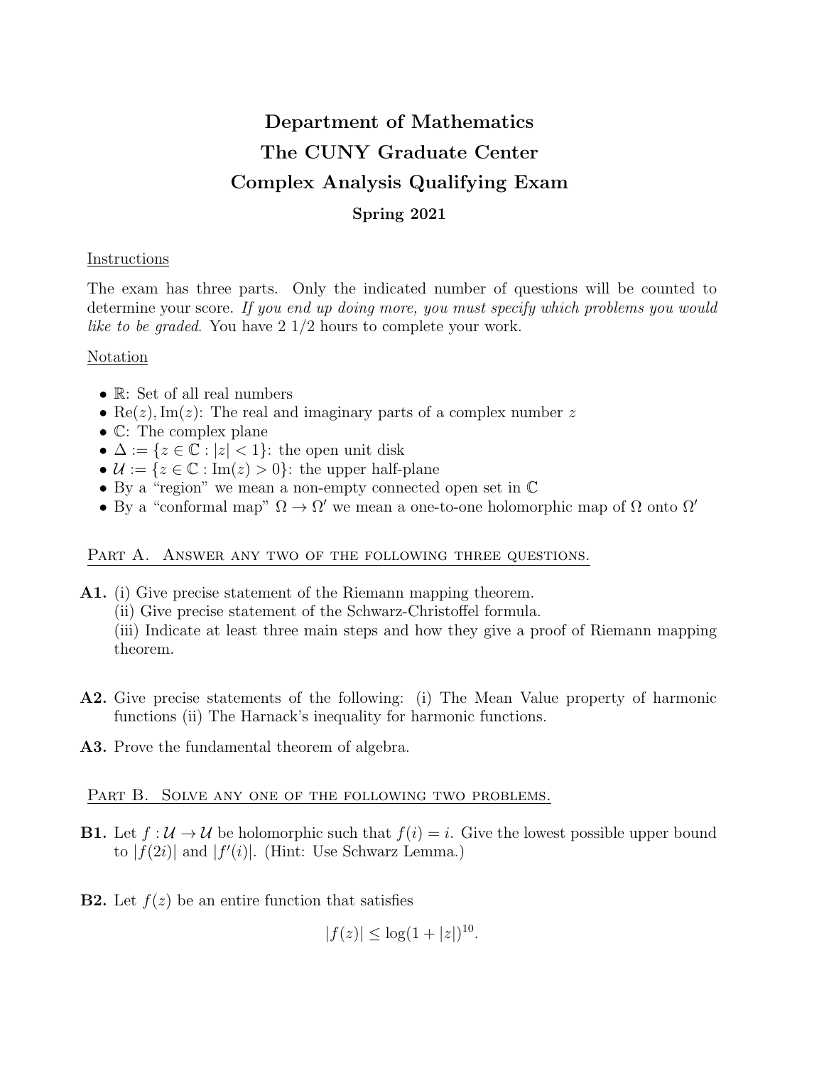# Department of Mathematics
# The CUNY Graduate Center
# Complex Analysis Qualifying Exam

## Spring 2021

Instructions

The exam has three parts. Only the indicated number of questions will be counted to determine your score. *If you end up doing more, you must specify which problems you would like to be graded*. You have 2 1/2 hours to complete your work.

Notation

- $\mathbb{R}$: Set of all real numbers
- $\text{Re}(z), \text{Im}(z)$: The real and imaginary parts of a complex number $z$
- $\mathbb{C}$: The complex plane
- $\Delta := \{z \in \mathbb{C} : |z| < 1\}$: the open unit disk
- $\mathcal{U} := \{z \in \mathbb{C} : \text{Im}(z) > 0\}$: the upper half-plane
- By a "region" we mean a non-empty connected open set in $\mathbb{C}$
- By a "conformal map" $\Omega \to \Omega'$ we mean a one-to-one holomorphic map of $\Omega$ onto $\Omega'$

## Part A. Answer any two of the following three questions.

**A1.** (i) Give precise statement of the Riemann mapping theorem.
(ii) Give precise statement of the Schwarz-Christoffel formula.
(iii) Indicate at least three main steps and how they give a proof of Riemann mapping theorem.

**A2.** Give precise statements of the following: (i) The Mean Value property of harmonic functions (ii) The Harnack's inequality for harmonic functions.

**A3.** Prove the fundamental theorem of algebra.

## Part B. Solve any one of the following two problems.

**B1.** Let $f : \mathcal{U} \to \mathcal{U}$ be holomorphic such that $f(i) = i$. Give the lowest possible upper bound to $|f(2i)|$ and $|f'(i)|$. (Hint: Use Schwarz Lemma.)

**B2.** Let $f(z)$ be an entire function that satisfies

$$|f(z)| \leq \log(1 + |z|)^{10}.$$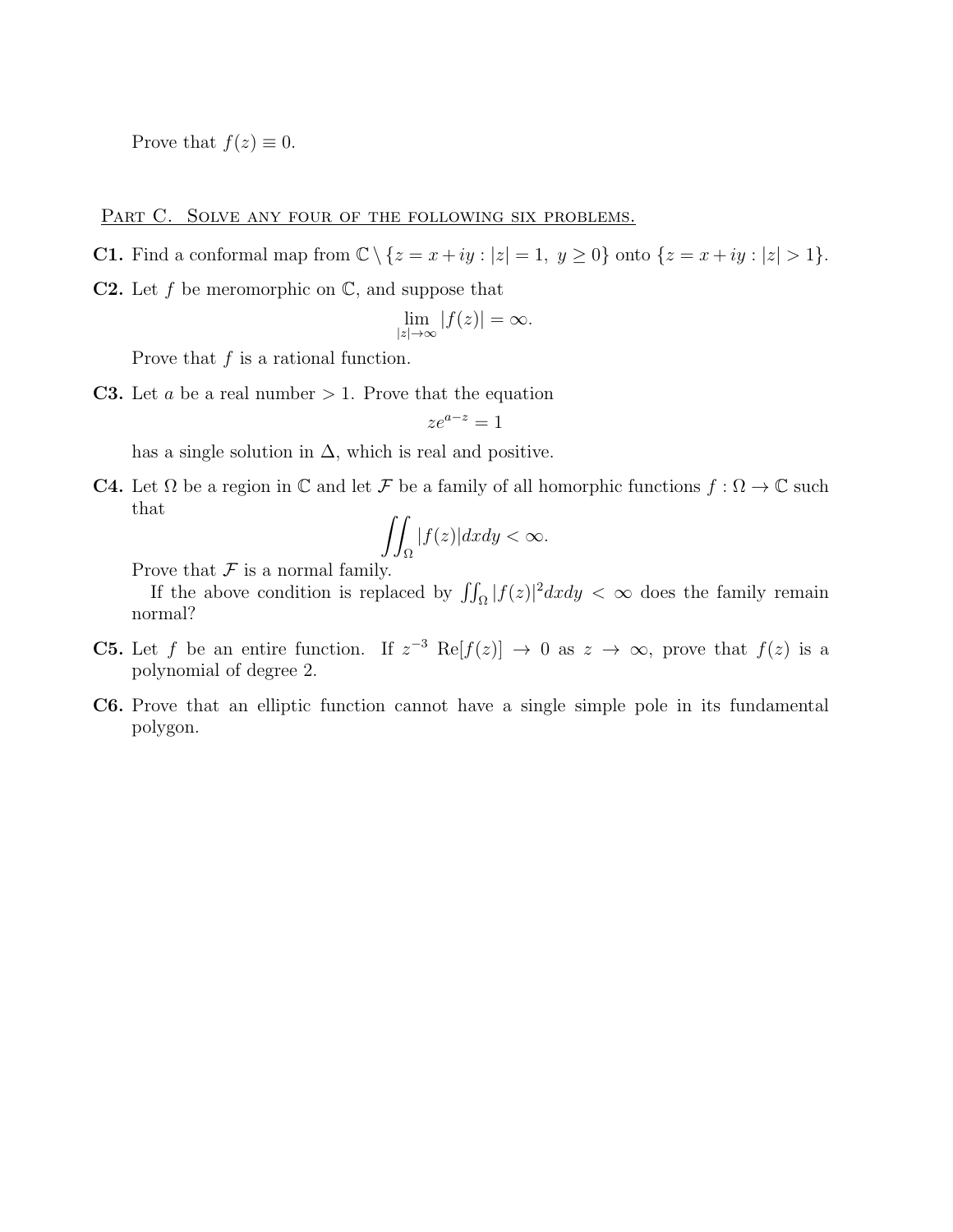Prove that $f(z) \equiv 0$.

## Part C. Solve any four of the following six problems.

**C1.** Find a conformal map from $\mathbb{C} \setminus \{z = x + iy : |z| = 1,\ y \geq 0\}$ onto $\{z = x + iy : |z| > 1\}$.

**C2.** Let $f$ be meromorphic on $\mathbb{C}$, and suppose that

$$\lim_{|z| \to \infty} |f(z)| = \infty.$$

Prove that $f$ is a rational function.

**C3.** Let $a$ be a real number $> 1$. Prove that the equation

$$ze^{a-z} = 1$$

has a single solution in $\Delta$, which is real and positive.

**C4.** Let $\Omega$ be a region in $\mathbb{C}$ and let $\mathcal{F}$ be a family of all homorphic functions $f : \Omega \to \mathbb{C}$ such that

$$\iint_{\Omega} |f(z)| dx dy < \infty.$$

Prove that $\mathcal{F}$ is a normal family.

If the above condition is replaced by $\iint_{\Omega} |f(z)|^2 dx dy < \infty$ does the family remain normal?

**C5.** Let $f$ be an entire function. If $z^{-3}$ Re$[f(z)] \to 0$ as $z \to \infty$, prove that $f(z)$ is a polynomial of degree 2.

**C6.** Prove that an elliptic function cannot have a single simple pole in its fundamental polygon.